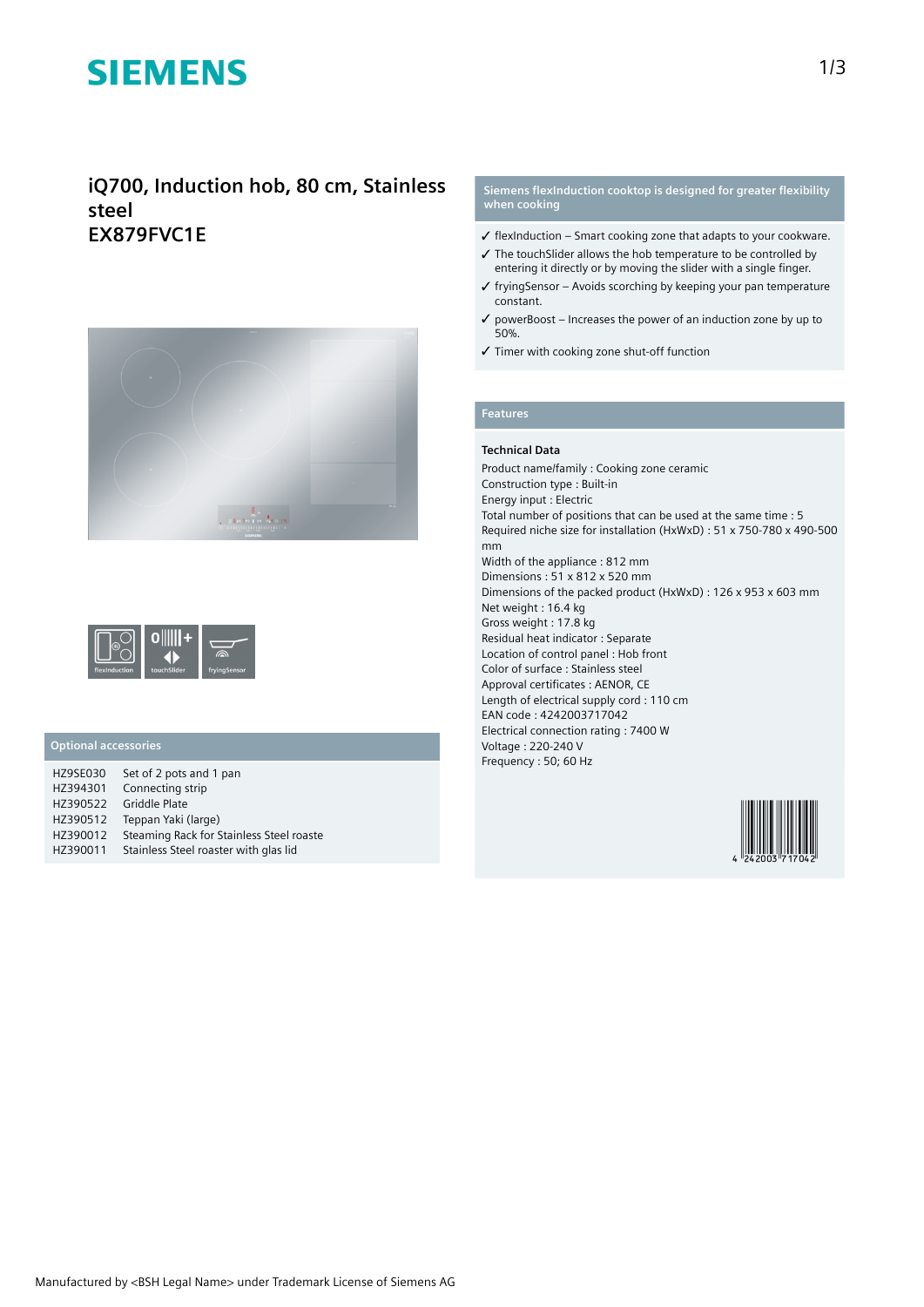# SIEMENS

## iQ700, Induction hob, 80 cm, Stainless steel
## EX879FVC1E

flexInduction | touchSlider | fryingSensor

### Optional accessories

| | |
|---|---|
| HZ9SE030 | Set of 2 pots and 1 pan |
| HZ394301 | Connecting strip |
| HZ390522 | Griddle Plate |
| HZ390512 | Teppan Yaki (large) |
| HZ390012 | Steaming Rack for Stainless Steel roaste |
| HZ390011 | Stainless Steel roaster with glas lid |

### Siemens flexInduction cooktop is designed for greater flexibility when cooking

- ✓ flexInduction – Smart cooking zone that adapts to your cookware.
- ✓ The touchSlider allows the hob temperature to be controlled by entering it directly or by moving the slider with a single finger.
- ✓ fryingSensor – Avoids scorching by keeping your pan temperature constant.
- ✓ powerBoost – Increases the power of an induction zone by up to 50%.
- ✓ Timer with cooking zone shut-off function

### Features

**Technical Data**

Product name/family : Cooking zone ceramic
Construction type : Built-in
Energy input : Electric
Total number of positions that can be used at the same time : 5
Required niche size for installation (HxWxD) : 51 x 750-780 x 490-500 mm
Width of the appliance : 812 mm
Dimensions : 51 x 812 x 520 mm
Dimensions of the packed product (HxWxD) : 126 x 953 x 603 mm
Net weight : 16.4 kg
Gross weight : 17.8 kg
Residual heat indicator : Separate
Location of control panel : Hob front
Color of surface : Stainless steel
Approval certificates : AENOR, CE
Length of electrical supply cord : 110 cm
EAN code : 4242003717042
Electrical connection rating : 7400 W
Voltage : 220-240 V
Frequency : 50; 60 Hz

4 242003 717042

Manufactured by <BSH Legal Name> under Trademark License of Siemens AG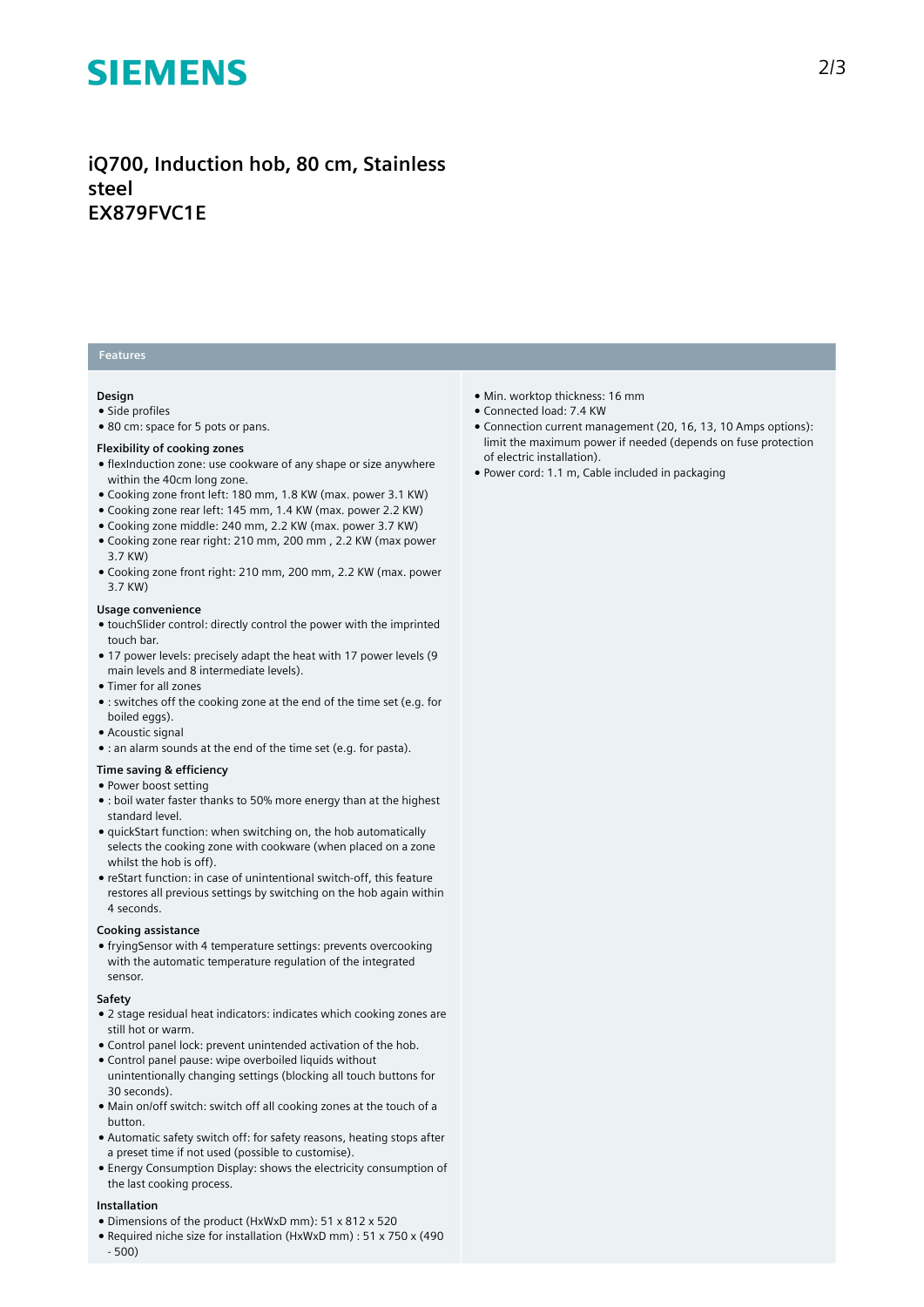# iQ700, Induction hob, 80 cm, Stainless steel
# EX879FVC1E

## Features

### Design
- Side profiles
- 80 cm: space for 5 pots or pans.

### Flexibility of cooking zones
- flexInduction zone: use cookware of any shape or size anywhere within the 40cm long zone.
- Cooking zone front left: 180 mm, 1.8 KW (max. power 3.1 KW)
- Cooking zone rear left: 145 mm, 1.4 KW (max. power 2.2 KW)
- Cooking zone middle: 240 mm, 2.2 KW (max. power 3.7 KW)
- Cooking zone rear right: 210 mm, 200 mm , 2.2 KW (max power 3.7 KW)
- Cooking zone front right: 210 mm, 200 mm, 2.2 KW (max. power 3.7 KW)

### Usage convenience
- touchSlider control: directly control the power with the imprinted touch bar.
- 17 power levels: precisely adapt the heat with 17 power levels (9 main levels and 8 intermediate levels).
- Timer for all zones
- : switches off the cooking zone at the end of the time set (e.g. for boiled eggs).
- Acoustic signal
- : an alarm sounds at the end of the time set (e.g. for pasta).

### Time saving & efficiency
- Power boost setting
- : boil water faster thanks to 50% more energy than at the highest standard level.
- quickStart function: when switching on, the hob automatically selects the cooking zone with cookware (when placed on a zone whilst the hob is off).
- reStart function: in case of unintentional switch-off, this feature restores all previous settings by switching on the hob again within 4 seconds.

### Cooking assistance
- fryingSensor with 4 temperature settings: prevents overcooking with the automatic temperature regulation of the integrated sensor.

### Safety
- 2 stage residual heat indicators: indicates which cooking zones are still hot or warm.
- Control panel lock: prevent unintended activation of the hob.
- Control panel pause: wipe overboiled liquids without unintentionally changing settings (blocking all touch buttons for 30 seconds).
- Main on/off switch: switch off all cooking zones at the touch of a button.
- Automatic safety switch off: for safety reasons, heating stops after a preset time if not used (possible to customise).
- Energy Consumption Display: shows the electricity consumption of the last cooking process.

### Installation
- Dimensions of the product (HxWxD mm): 51 x 812 x 520
- Required niche size for installation (HxWxD mm) : 51 x 750 x (490 - 500)
- Min. worktop thickness: 16 mm
- Connected load: 7.4 KW
- Connection current management (20, 16, 13, 10 Amps options): limit the maximum power if needed (depends on fuse protection of electric installation).
- Power cord: 1.1 m, Cable included in packaging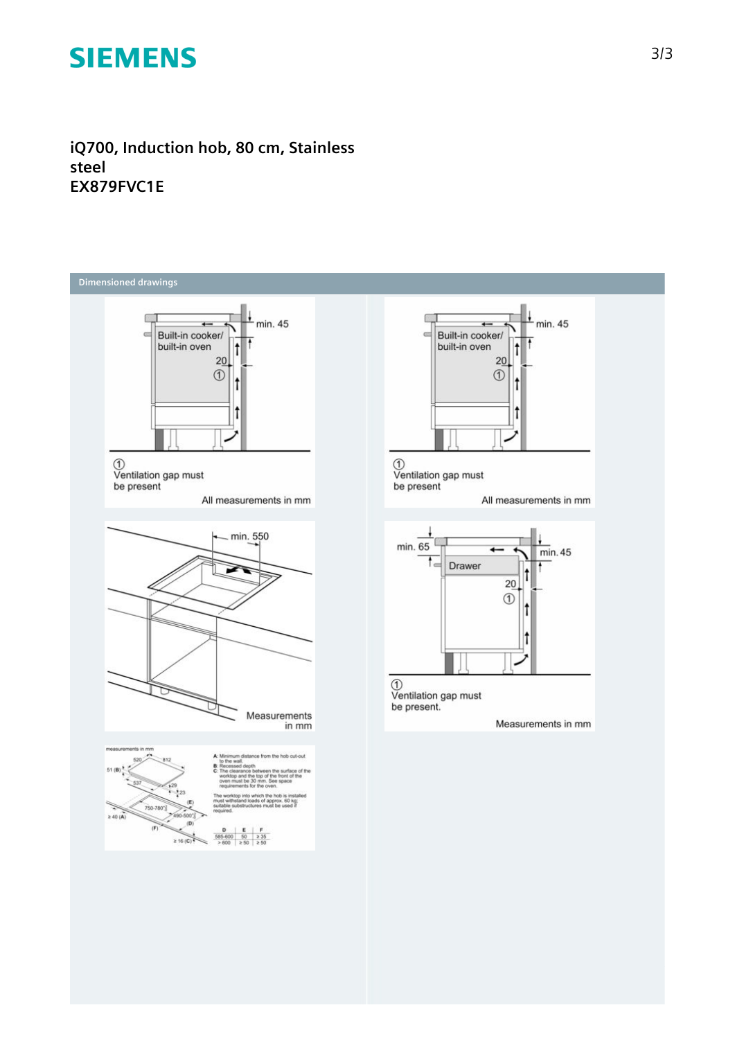# iQ700, Induction hob, 80 cm, Stainless steel
# EX879FVC1E

## Dimensioned drawings

Built-in cooker/ built-in oven

min. 45

20

①

① Ventilation gap must be present

All measurements in mm

Built-in cooker/ built-in oven

min. 45

20

①

① Ventilation gap must be present

All measurements in mm

min. 550

Measurements in mm

min. 65

Drawer

min. 45

20

①

① Ventilation gap must be present.

Measurements in mm

measurements in mm

520

812

51 (B)

537

29

23

(E)

750-780

490-500

(D)

≥ 40 (A)

(F)

≥ 16 (C)

A: Minimum distance from the hob cut-out to the wall.
B: Recessed depth
C: The clearance between the surface of the worktop and the top of the front of the oven must be 30 mm. See space requirements for the oven.

The worktop into which the hob is installed must withstand loads of approx. 60 kg; suitable substructures must be used if required.

| D | E | F |
|---|---|---|
| 585-600 | 50 | ≥ 35 |
| > 600 | ≥ 50 | ≥ 50 |